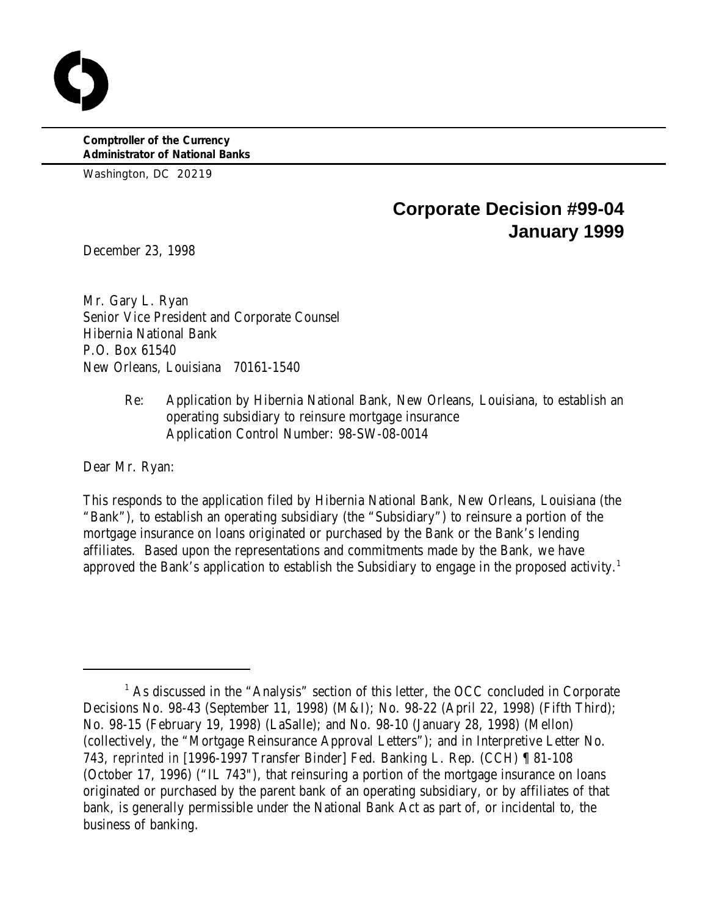**Comptroller of the Currency**
**Administrator of National Banks**

Washington, DC 20219

## Corporate Decision #99-04
## January 1999

December 23, 1998

Mr. Gary L. Ryan
Senior Vice President and Corporate Counsel
Hibernia National Bank
P.O. Box 61540
New Orleans, Louisiana 70161-1540

Re: Application by Hibernia National Bank, New Orleans, Louisiana, to establish an operating subsidiary to reinsure mortgage insurance
Application Control Number: 98-SW-08-0014

Dear Mr. Ryan:

This responds to the application filed by Hibernia National Bank, New Orleans, Louisiana (the "Bank"), to establish an operating subsidiary (the "Subsidiary") to reinsure a portion of the mortgage insurance on loans originated or purchased by the Bank or the Bank's lending affiliates. Based upon the representations and commitments made by the Bank, we have approved the Bank's application to establish the Subsidiary to engage in the proposed activity.[1]

[1] As discussed in the "Analysis" section of this letter, the OCC concluded in Corporate Decisions No. 98-43 (September 11, 1998) (M&I); No. 98-22 (April 22, 1998) (Fifth Third); No. 98-15 (February 19, 1998) (LaSalle); and No. 98-10 (January 28, 1998) (Mellon) (collectively, the "Mortgage Reinsurance Approval Letters"); and in Interpretive Letter No. 743, *reprinted in* [1996-1997 Transfer Binder] Fed. Banking L. Rep. (CCH) ¶ 81-108 (October 17, 1996) ("IL 743"), that reinsuring a portion of the mortgage insurance on loans originated or purchased by the parent bank of an operating subsidiary, or by affiliates of that bank, is generally permissible under the National Bank Act as part of, or incidental to, the business of banking.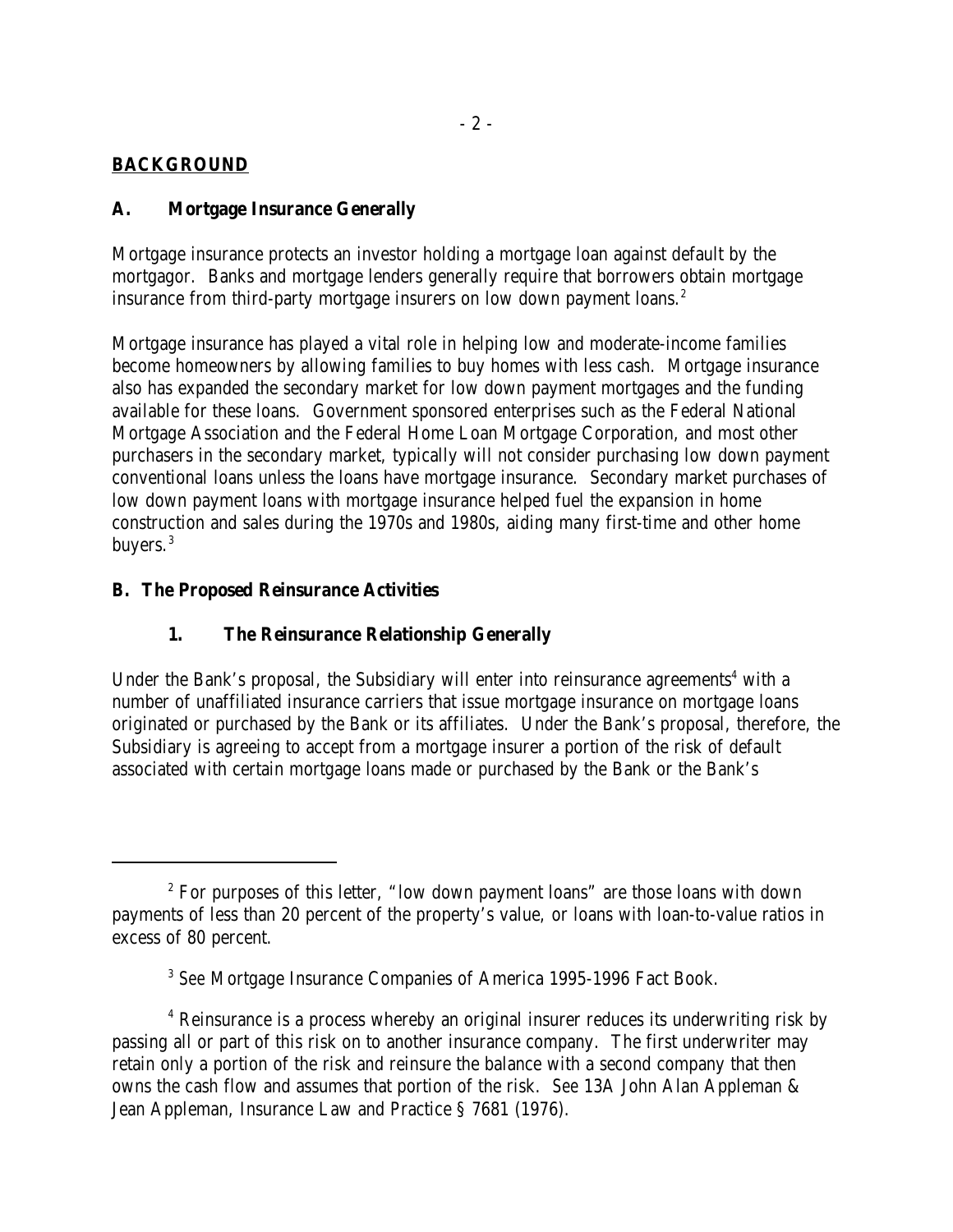## **BACKGROUND**

### A. Mortgage Insurance Generally

Mortgage insurance protects an investor holding a mortgage loan against default by the mortgagor. Banks and mortgage lenders generally require that borrowers obtain mortgage insurance from third-party mortgage insurers on low down payment loans.[2]

Mortgage insurance has played a vital role in helping low and moderate-income families become homeowners by allowing families to buy homes with less cash. Mortgage insurance also has expanded the secondary market for low down payment mortgages and the funding available for these loans. Government sponsored enterprises such as the Federal National Mortgage Association and the Federal Home Loan Mortgage Corporation, and most other purchasers in the secondary market, typically will not consider purchasing low down payment conventional loans unless the loans have mortgage insurance. Secondary market purchases of low down payment loans with mortgage insurance helped fuel the expansion in home construction and sales during the 1970s and 1980s, aiding many first-time and other home buyers.[3]

### B. The Proposed Reinsurance Activities

#### 1. The Reinsurance Relationship Generally

Under the Bank's proposal, the Subsidiary will enter into reinsurance agreements[4] with a number of unaffiliated insurance carriers that issue mortgage insurance on mortgage loans originated or purchased by the Bank or its affiliates. Under the Bank's proposal, therefore, the Subsidiary is agreeing to accept from a mortgage insurer a portion of the risk of default associated with certain mortgage loans made or purchased by the Bank or the Bank's

---

[2] For purposes of this letter, "low down payment loans" are those loans with down payments of less than 20 percent of the property's value, or loans with loan-to-value ratios in excess of 80 percent.

[3] *See* Mortgage Insurance Companies of America 1995-1996 Fact Book.

[4] Reinsurance is a process whereby an original insurer reduces its underwriting risk by passing all or part of this risk on to another insurance company. The first underwriter may retain only a portion of the risk and reinsure the balance with a second company that then owns the cash flow and assumes that portion of the risk. *See* 13A John Alan Appleman & Jean Appleman, Insurance Law and Practice § 7681 (1976).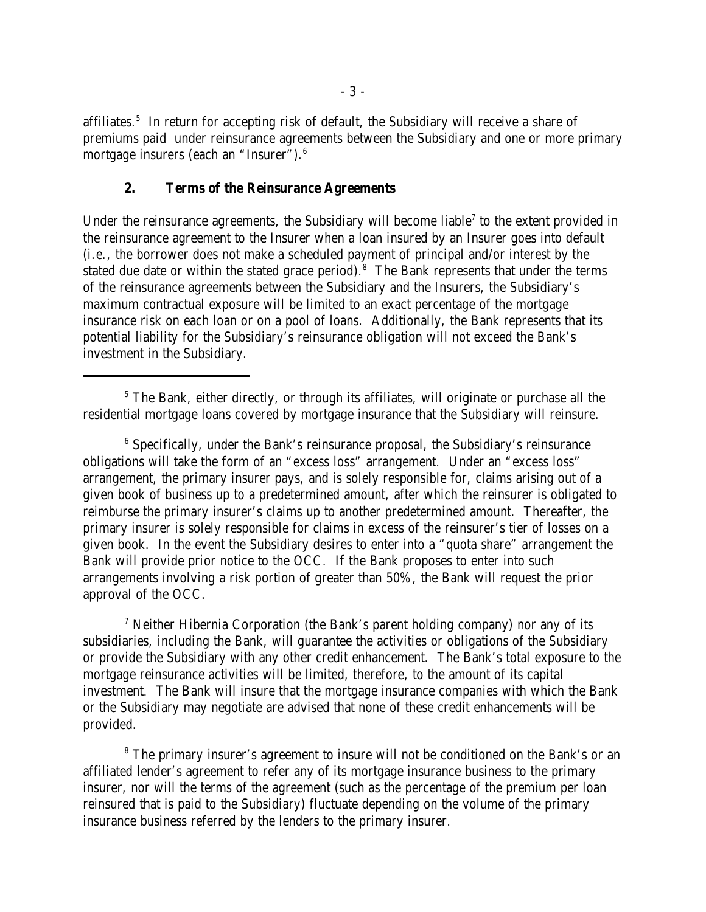affiliates.[5] In return for accepting risk of default, the Subsidiary will receive a share of premiums paid under reinsurance agreements between the Subsidiary and one or more primary mortgage insurers (each an "Insurer").[6]

### 2. Terms of the Reinsurance Agreements

Under the reinsurance agreements, the Subsidiary will become liable[7] to the extent provided in the reinsurance agreement to the Insurer when a loan insured by an Insurer goes into default (*i.e.*, the borrower does not make a scheduled payment of principal and/or interest by the stated due date or within the stated grace period).[8] The Bank represents that under the terms of the reinsurance agreements between the Subsidiary and the Insurers, the Subsidiary's maximum contractual exposure will be limited to an exact percentage of the mortgage insurance risk on each loan or on a pool of loans. Additionally, the Bank represents that its potential liability for the Subsidiary's reinsurance obligation will not exceed the Bank's investment in the Subsidiary.

---

[5] The Bank, either directly, or through its affiliates, will originate or purchase all the residential mortgage loans covered by mortgage insurance that the Subsidiary will reinsure.

[6] Specifically, under the Bank's reinsurance proposal, the Subsidiary's reinsurance obligations will take the form of an "excess loss" arrangement. Under an "excess loss" arrangement, the primary insurer pays, and is solely responsible for, claims arising out of a given book of business up to a predetermined amount, after which the reinsurer is obligated to reimburse the primary insurer's claims up to another predetermined amount. Thereafter, the primary insurer is solely responsible for claims in excess of the reinsurer's tier of losses on a given book. In the event the Subsidiary desires to enter into a "quota share" arrangement the Bank will provide prior notice to the OCC. If the Bank proposes to enter into such arrangements involving a risk portion of greater than 50%, the Bank will request the prior approval of the OCC.

[7] Neither Hibernia Corporation (the Bank's parent holding company) nor any of its subsidiaries, including the Bank, will guarantee the activities or obligations of the Subsidiary or provide the Subsidiary with any other credit enhancement. The Bank's total exposure to the mortgage reinsurance activities will be limited, therefore, to the amount of its capital investment. The Bank will insure that the mortgage insurance companies with which the Bank or the Subsidiary may negotiate are advised that none of these credit enhancements will be provided.

[8] The primary insurer's agreement to insure will not be conditioned on the Bank's or an affiliated lender's agreement to refer any of its mortgage insurance business to the primary insurer, nor will the terms of the agreement (such as the percentage of the premium per loan reinsured that is paid to the Subsidiary) fluctuate depending on the volume of the primary insurance business referred by the lenders to the primary insurer.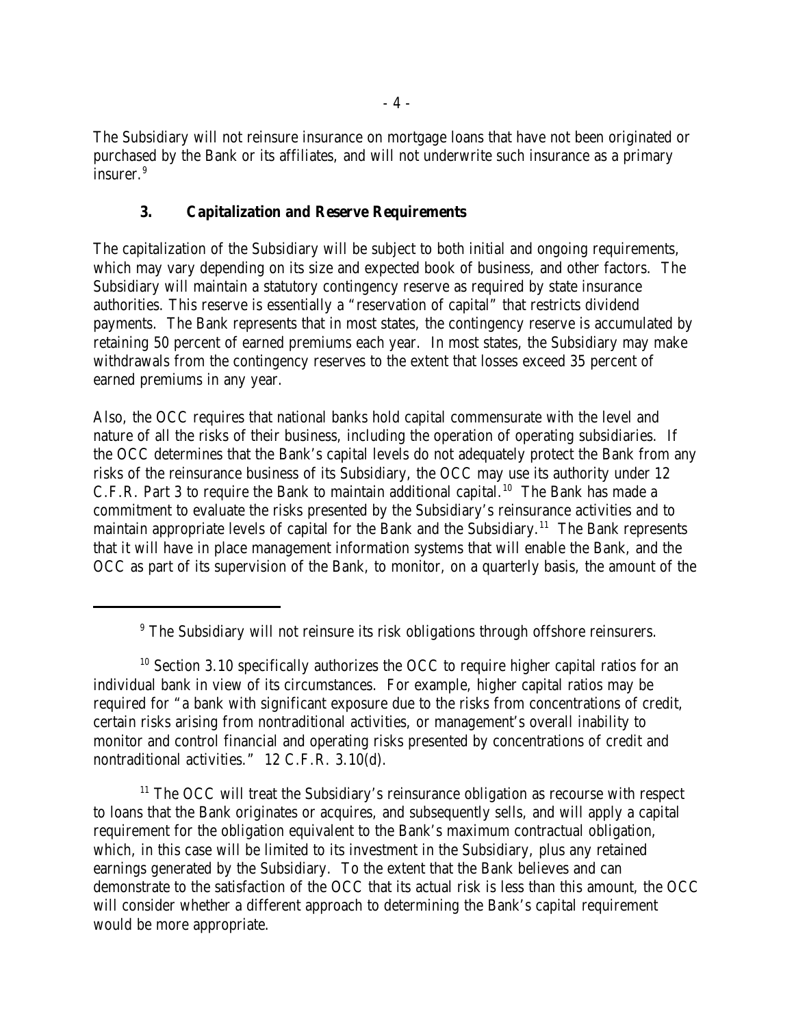The Subsidiary will not reinsure insurance on mortgage loans that have not been originated or purchased by the Bank or its affiliates, and will not underwrite such insurance as a primary insurer.[9]

### 3. Capitalization and Reserve Requirements

The capitalization of the Subsidiary will be subject to both initial and ongoing requirements, which may vary depending on its size and expected book of business, and other factors. The Subsidiary will maintain a statutory contingency reserve as required by state insurance authorities. This reserve is essentially a "reservation of capital" that restricts dividend payments. The Bank represents that in most states, the contingency reserve is accumulated by retaining 50 percent of earned premiums each year. In most states, the Subsidiary may make withdrawals from the contingency reserves to the extent that losses exceed 35 percent of earned premiums in any year.

Also, the OCC requires that national banks hold capital commensurate with the level and nature of all the risks of their business, including the operation of operating subsidiaries. If the OCC determines that the Bank's capital levels do not adequately protect the Bank from any risks of the reinsurance business of its Subsidiary, the OCC may use its authority under 12 C.F.R. Part 3 to require the Bank to maintain additional capital.[10] The Bank has made a commitment to evaluate the risks presented by the Subsidiary's reinsurance activities and to maintain appropriate levels of capital for the Bank and the Subsidiary.[11] The Bank represents that it will have in place management information systems that will enable the Bank, and the OCC as part of its supervision of the Bank, to monitor, on a quarterly basis, the amount of the

---

[9] The Subsidiary will not reinsure its risk obligations through offshore reinsurers.

[10] Section 3.10 specifically authorizes the OCC to require higher capital ratios for an individual bank in view of its circumstances. For example, higher capital ratios may be required for "a bank with significant exposure due to the risks from concentrations of credit, certain risks arising from nontraditional activities, or management's overall inability to monitor and control financial and operating risks presented by concentrations of credit and nontraditional activities." 12 C.F.R. 3.10(d).

[11] The OCC will treat the Subsidiary's reinsurance obligation as recourse with respect to loans that the Bank originates or acquires, and subsequently sells, and will apply a capital requirement for the obligation equivalent to the Bank's maximum contractual obligation, which, in this case will be limited to its investment in the Subsidiary, plus any retained earnings generated by the Subsidiary. To the extent that the Bank believes and can demonstrate to the satisfaction of the OCC that its actual risk is less than this amount, the OCC will consider whether a different approach to determining the Bank's capital requirement would be more appropriate.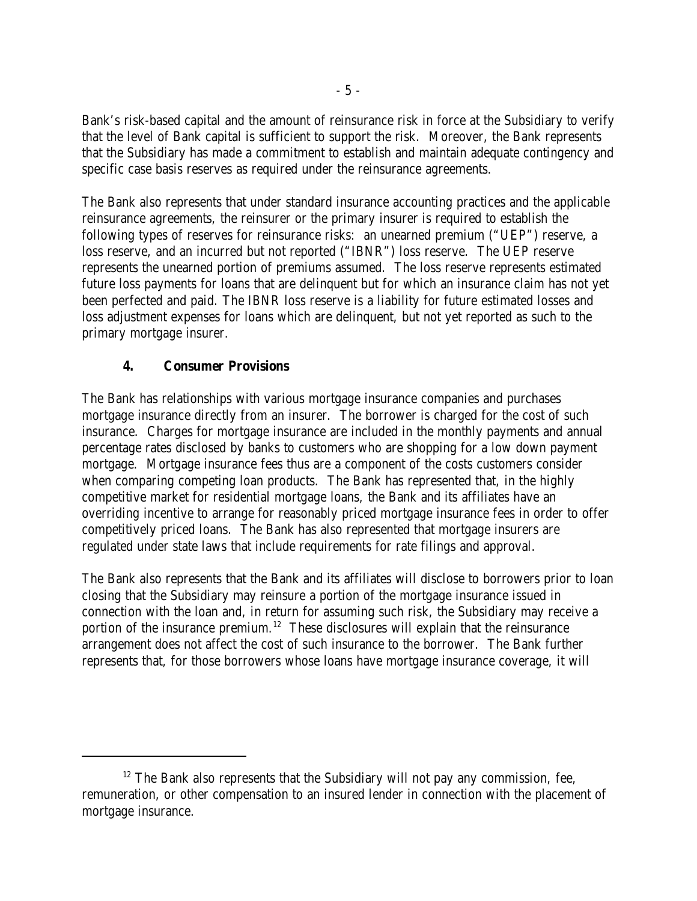Bank's risk-based capital and the amount of reinsurance risk in force at the Subsidiary to verify that the level of Bank capital is sufficient to support the risk. Moreover, the Bank represents that the Subsidiary has made a commitment to establish and maintain adequate contingency and specific case basis reserves as required under the reinsurance agreements.

The Bank also represents that under standard insurance accounting practices and the applicable reinsurance agreements, the reinsurer or the primary insurer is required to establish the following types of reserves for reinsurance risks: an unearned premium ("UEP") reserve, a loss reserve, and an incurred but not reported ("IBNR") loss reserve. The UEP reserve represents the unearned portion of premiums assumed. The loss reserve represents estimated future loss payments for loans that are delinquent but for which an insurance claim has not yet been perfected and paid. The IBNR loss reserve is a liability for future estimated losses and loss adjustment expenses for loans which are delinquent, but not yet reported as such to the primary mortgage insurer.

### 4. Consumer Provisions

The Bank has relationships with various mortgage insurance companies and purchases mortgage insurance directly from an insurer. The borrower is charged for the cost of such insurance. Charges for mortgage insurance are included in the monthly payments and annual percentage rates disclosed by banks to customers who are shopping for a low down payment mortgage. Mortgage insurance fees thus are a component of the costs customers consider when comparing competing loan products. The Bank has represented that, in the highly competitive market for residential mortgage loans, the Bank and its affiliates have an overriding incentive to arrange for reasonably priced mortgage insurance fees in order to offer competitively priced loans. The Bank has also represented that mortgage insurers are regulated under state laws that include requirements for rate filings and approval.

The Bank also represents that the Bank and its affiliates will disclose to borrowers prior to loan closing that the Subsidiary may reinsure a portion of the mortgage insurance issued in connection with the loan and, in return for assuming such risk, the Subsidiary may receive a portion of the insurance premium.[12] These disclosures will explain that the reinsurance arrangement does not affect the cost of such insurance to the borrower. The Bank further represents that, for those borrowers whose loans have mortgage insurance coverage, it will

[12] The Bank also represents that the Subsidiary will not pay any commission, fee, remuneration, or other compensation to an insured lender in connection with the placement of mortgage insurance.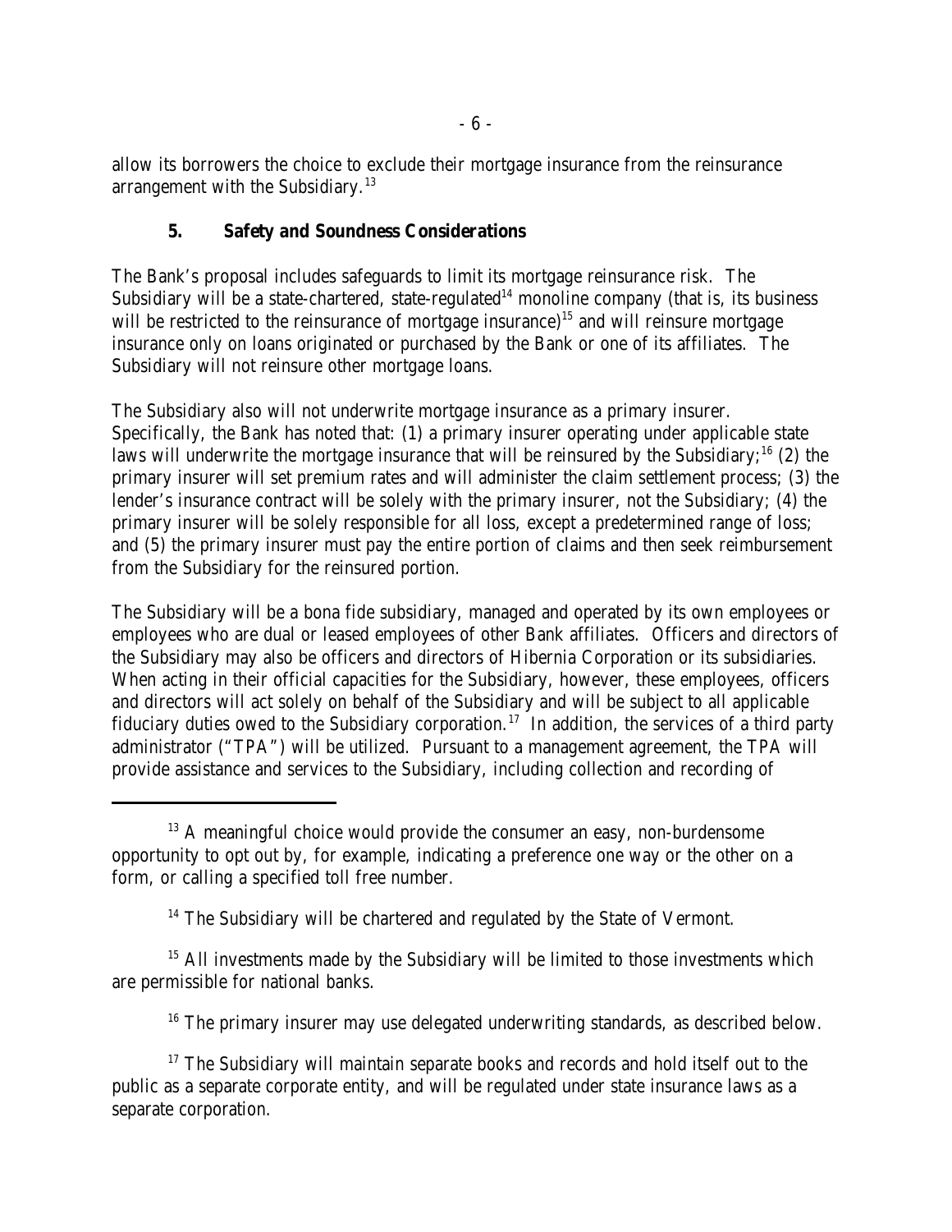allow its borrowers the choice to exclude their mortgage insurance from the reinsurance arrangement with the Subsidiary.[13]

### 5. Safety and Soundness Considerations

The Bank's proposal includes safeguards to limit its mortgage reinsurance risk. The Subsidiary will be a state-chartered, state-regulated[14] monoline company (that is, its business will be restricted to the reinsurance of mortgage insurance)[15] and will reinsure mortgage insurance only on loans originated or purchased by the Bank or one of its affiliates. The Subsidiary will not reinsure other mortgage loans.

The Subsidiary also will not underwrite mortgage insurance as a primary insurer. Specifically, the Bank has noted that: (1) a primary insurer operating under applicable state laws will underwrite the mortgage insurance that will be reinsured by the Subsidiary;[16] (2) the primary insurer will set premium rates and will administer the claim settlement process; (3) the lender's insurance contract will be solely with the primary insurer, not the Subsidiary; (4) the primary insurer will be solely responsible for all loss, except a predetermined range of loss; and (5) the primary insurer must pay the entire portion of claims and then seek reimbursement from the Subsidiary for the reinsured portion.

The Subsidiary will be a bona fide subsidiary, managed and operated by its own employees or employees who are dual or leased employees of other Bank affiliates. Officers and directors of the Subsidiary may also be officers and directors of Hibernia Corporation or its subsidiaries. When acting in their official capacities for the Subsidiary, however, these employees, officers and directors will act solely on behalf of the Subsidiary and will be subject to all applicable fiduciary duties owed to the Subsidiary corporation.[17] In addition, the services of a third party administrator ("TPA") will be utilized. Pursuant to a management agreement, the TPA will provide assistance and services to the Subsidiary, including collection and recording of

---

[13] A meaningful choice would provide the consumer an easy, non-burdensome opportunity to opt out by, for example, indicating a preference one way or the other on a form, or calling a specified toll free number.

[14] The Subsidiary will be chartered and regulated by the State of Vermont.

[15] All investments made by the Subsidiary will be limited to those investments which are permissible for national banks.

[16] The primary insurer may use delegated underwriting standards, as described below.

[17] The Subsidiary will maintain separate books and records and hold itself out to the public as a separate corporate entity, and will be regulated under state insurance laws as a separate corporation.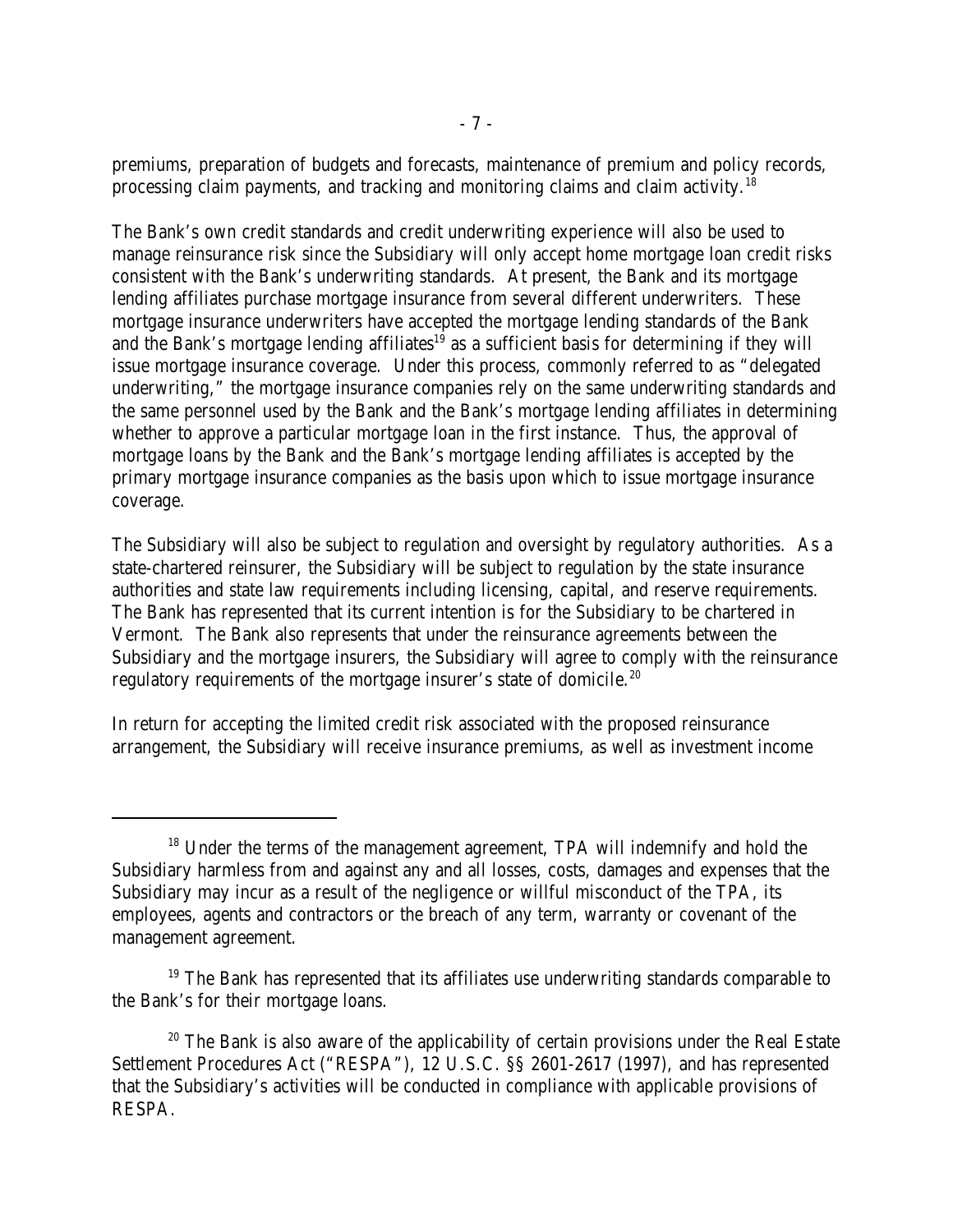premiums, preparation of budgets and forecasts, maintenance of premium and policy records, processing claim payments, and tracking and monitoring claims and claim activity.[18]

The Bank's own credit standards and credit underwriting experience will also be used to manage reinsurance risk since the Subsidiary will only accept home mortgage loan credit risks consistent with the Bank's underwriting standards. At present, the Bank and its mortgage lending affiliates purchase mortgage insurance from several different underwriters. These mortgage insurance underwriters have accepted the mortgage lending standards of the Bank and the Bank's mortgage lending affiliates[19] as a sufficient basis for determining if they will issue mortgage insurance coverage. Under this process, commonly referred to as "delegated underwriting," the mortgage insurance companies rely on the same underwriting standards and the same personnel used by the Bank and the Bank's mortgage lending affiliates in determining whether to approve a particular mortgage loan in the first instance. Thus, the approval of mortgage loans by the Bank and the Bank's mortgage lending affiliates is accepted by the primary mortgage insurance companies as the basis upon which to issue mortgage insurance coverage.

The Subsidiary will also be subject to regulation and oversight by regulatory authorities. As a state-chartered reinsurer, the Subsidiary will be subject to regulation by the state insurance authorities and state law requirements including licensing, capital, and reserve requirements. The Bank has represented that its current intention is for the Subsidiary to be chartered in Vermont. The Bank also represents that under the reinsurance agreements between the Subsidiary and the mortgage insurers, the Subsidiary will agree to comply with the reinsurance regulatory requirements of the mortgage insurer's state of domicile.[20]

In return for accepting the limited credit risk associated with the proposed reinsurance arrangement, the Subsidiary will receive insurance premiums, as well as investment income

---

[18] Under the terms of the management agreement, TPA will indemnify and hold the Subsidiary harmless from and against any and all losses, costs, damages and expenses that the Subsidiary may incur as a result of the negligence or willful misconduct of the TPA, its employees, agents and contractors or the breach of any term, warranty or covenant of the management agreement.

[19] The Bank has represented that its affiliates use underwriting standards comparable to the Bank's for their mortgage loans.

[20] The Bank is also aware of the applicability of certain provisions under the Real Estate Settlement Procedures Act ("RESPA"), 12 U.S.C. §§ 2601-2617 (1997), and has represented that the Subsidiary's activities will be conducted in compliance with applicable provisions of RESPA.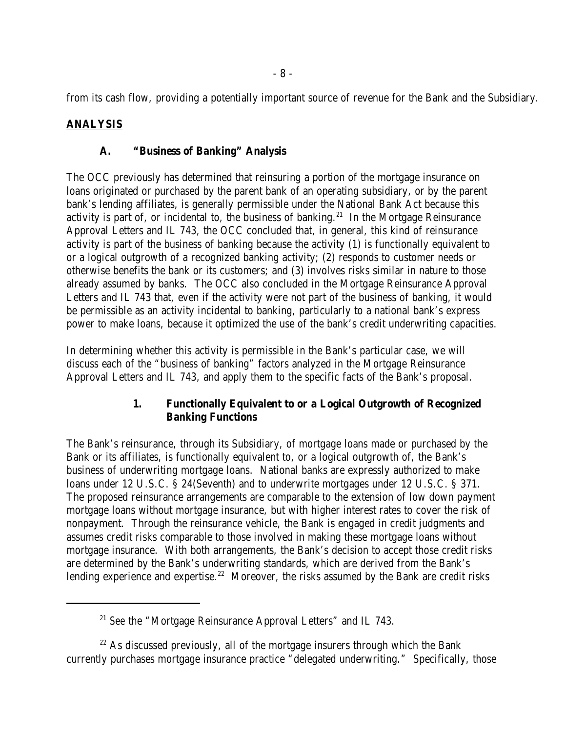from its cash flow, providing a potentially important source of revenue for the Bank and the Subsidiary.

**ANALYSIS**

### A. "Business of Banking" Analysis

The OCC previously has determined that reinsuring a portion of the mortgage insurance on loans originated or purchased by the parent bank of an operating subsidiary, or by the parent bank's lending affiliates, is generally permissible under the National Bank Act because this activity is part of, or incidental to, the business of banking.[21] In the Mortgage Reinsurance Approval Letters and IL 743, the OCC concluded that, in general, this kind of reinsurance activity is part of the business of banking because the activity (1) is functionally equivalent to or a logical outgrowth of a recognized banking activity; (2) responds to customer needs or otherwise benefits the bank or its customers; and (3) involves risks similar in nature to those already assumed by banks. The OCC also concluded in the Mortgage Reinsurance Approval Letters and IL 743 that, even if the activity were not part of the business of banking, it would be permissible as an activity incidental to banking, particularly to a national bank's express power to make loans, because it optimized the use of the bank's credit underwriting capacities.

In determining whether this activity is permissible in the Bank's particular case, we will discuss each of the "business of banking" factors analyzed in the Mortgage Reinsurance Approval Letters and IL 743, and apply them to the specific facts of the Bank's proposal.

#### 1. Functionally Equivalent to or a Logical Outgrowth of Recognized Banking Functions

The Bank's reinsurance, through its Subsidiary, of mortgage loans made or purchased by the Bank or its affiliates, is functionally equivalent to, or a logical outgrowth of, the Bank's business of underwriting mortgage loans. National banks are expressly authorized to make loans under 12 U.S.C. § 24(Seventh) and to underwrite mortgages under 12 U.S.C. § 371. The proposed reinsurance arrangements are comparable to the extension of low down payment mortgage loans without mortgage insurance, but with higher interest rates to cover the risk of nonpayment. Through the reinsurance vehicle, the Bank is engaged in credit judgments and assumes credit risks comparable to those involved in making these mortgage loans without mortgage insurance. With both arrangements, the Bank's decision to accept those credit risks are determined by the Bank's underwriting standards, which are derived from the Bank's lending experience and expertise.[22] Moreover, the risks assumed by the Bank are credit risks

---

[21] See the "Mortgage Reinsurance Approval Letters" and IL 743.

[22] As discussed previously, all of the mortgage insurers through which the Bank currently purchases mortgage insurance practice "delegated underwriting." Specifically, those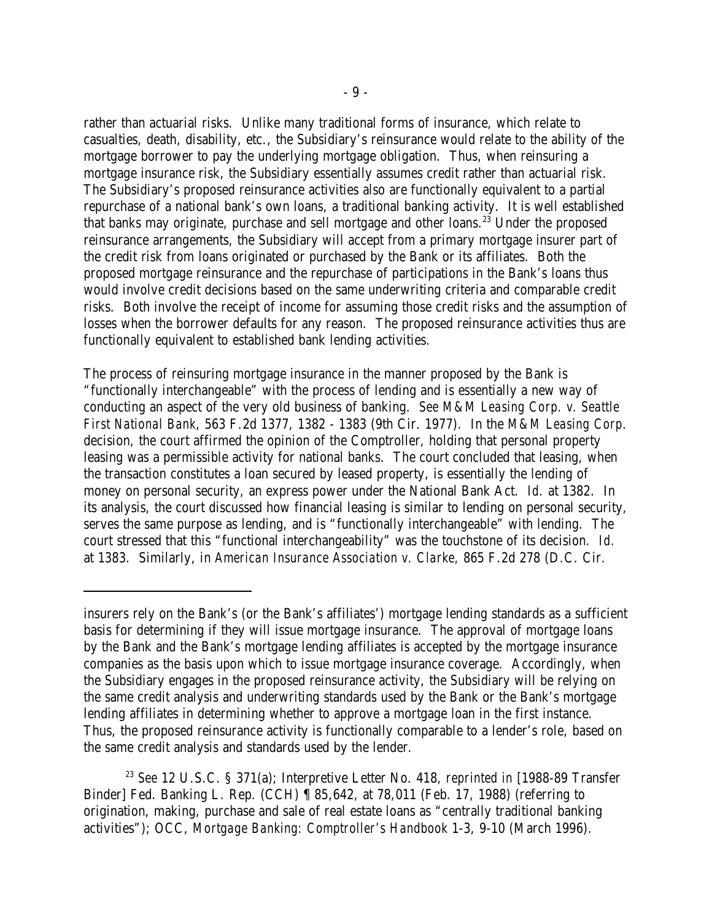rather than actuarial risks. Unlike many traditional forms of insurance, which relate to casualties, death, disability, etc., the Subsidiary's reinsurance would relate to the ability of the mortgage borrower to pay the underlying mortgage obligation. Thus, when reinsuring a mortgage insurance risk, the Subsidiary essentially assumes credit rather than actuarial risk. The Subsidiary's proposed reinsurance activities also are functionally equivalent to a partial repurchase of a national bank's own loans, a traditional banking activity. It is well established that banks may originate, purchase and sell mortgage and other loans.[23] Under the proposed reinsurance arrangements, the Subsidiary will accept from a primary mortgage insurer part of the credit risk from loans originated or purchased by the Bank or its affiliates. Both the proposed mortgage reinsurance and the repurchase of participations in the Bank's loans thus would involve credit decisions based on the same underwriting criteria and comparable credit risks. Both involve the receipt of income for assuming those credit risks and the assumption of losses when the borrower defaults for any reason. The proposed reinsurance activities thus are functionally equivalent to established bank lending activities.

The process of reinsuring mortgage insurance in the manner proposed by the Bank is "functionally interchangeable" with the process of lending and is essentially a new way of conducting an aspect of the very old business of banking. *See M&M Leasing Corp. v. Seattle First National Bank*, 563 F.2d 1377, 1382 - 1383 (9th Cir. 1977). In the *M&M Leasing Corp.* decision, the court affirmed the opinion of the Comptroller, holding that personal property leasing was a permissible activity for national banks. The court concluded that leasing, when the transaction constitutes a loan secured by leased property, is essentially the lending of money on personal security, an express power under the National Bank Act. *Id.* at 1382. In its analysis, the court discussed how financial leasing is similar to lending on personal security, serves the same purpose as lending, and is "functionally interchangeable" with lending. The court stressed that this "functional interchangeability" was the touchstone of its decision. *Id.* at 1383. Similarly, in *American Insurance Association v. Clarke*, 865 F.2d 278 (D.C. Cir.

---

insurers rely on the Bank's (or the Bank's affiliates') mortgage lending standards as a sufficient basis for determining if they will issue mortgage insurance. The approval of mortgage loans by the Bank and the Bank's mortgage lending affiliates is accepted by the mortgage insurance companies as the basis upon which to issue mortgage insurance coverage. Accordingly, when the Subsidiary engages in the proposed reinsurance activity, the Subsidiary will be relying on the same credit analysis and underwriting standards used by the Bank or the Bank's mortgage lending affiliates in determining whether to approve a mortgage loan in the first instance. Thus, the proposed reinsurance activity is functionally comparable to a lender's role, based on the same credit analysis and standards used by the lender.

[23] See 12 U.S.C. § 371(a); Interpretive Letter No. 418, *reprinted in* [1988-89 Transfer Binder] Fed. Banking L. Rep. (CCH) ¶ 85,642, at 78,011 (Feb. 17, 1988) (referring to origination, making, purchase and sale of real estate loans as "centrally traditional banking activities"); OCC, *Mortgage Banking: Comptroller's Handbook* 1-3, 9-10 (March 1996).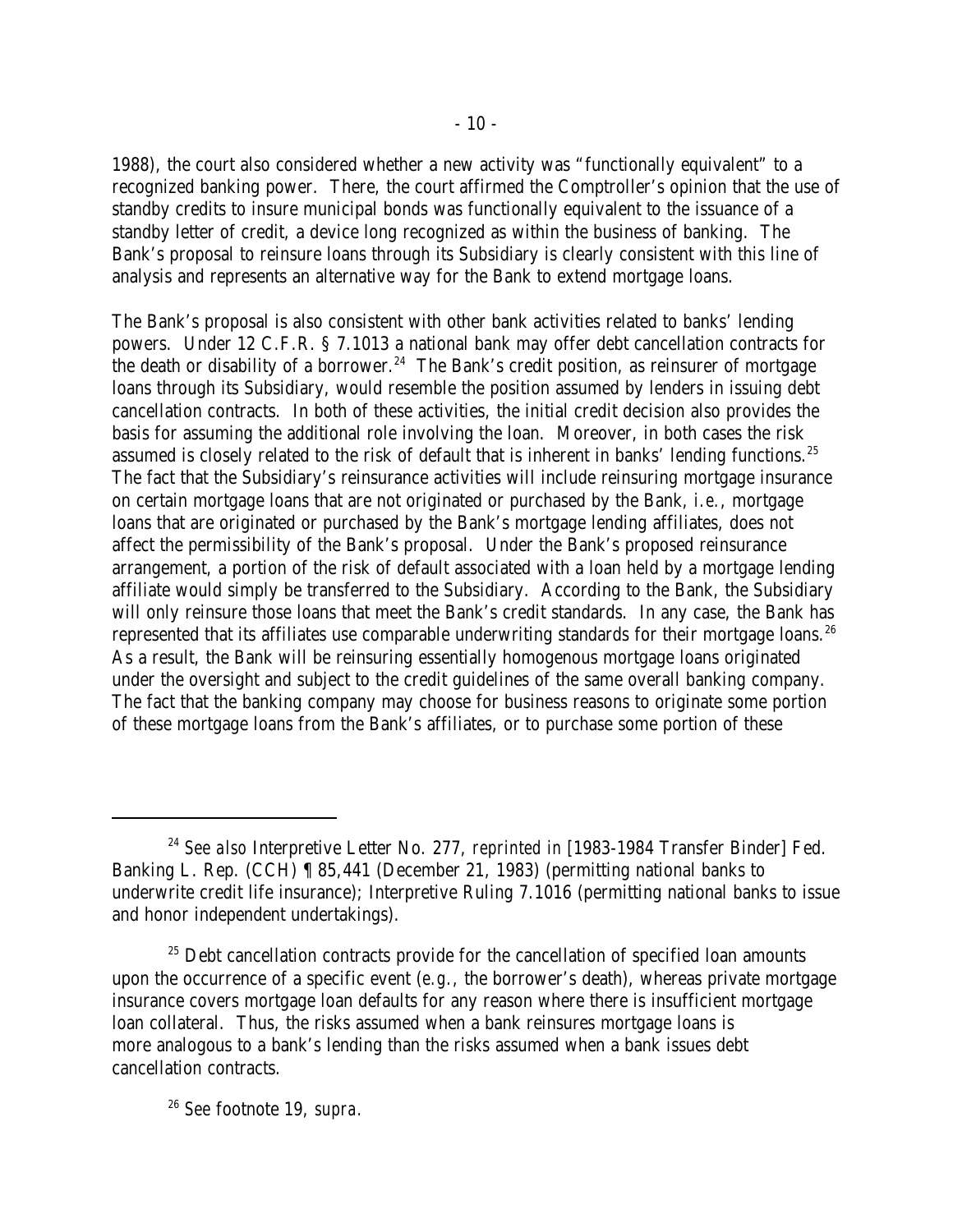1988), the court also considered whether a new activity was "functionally equivalent" to a recognized banking power. There, the court affirmed the Comptroller's opinion that the use of standby credits to insure municipal bonds was functionally equivalent to the issuance of a standby letter of credit, a device long recognized as within the business of banking. The Bank's proposal to reinsure loans through its Subsidiary is clearly consistent with this line of analysis and represents an alternative way for the Bank to extend mortgage loans.

The Bank's proposal is also consistent with other bank activities related to banks' lending powers. Under 12 C.F.R. § 7.1013 a national bank may offer debt cancellation contracts for the death or disability of a borrower.[24] The Bank's credit position, as reinsurer of mortgage loans through its Subsidiary, would resemble the position assumed by lenders in issuing debt cancellation contracts. In both of these activities, the initial credit decision also provides the basis for assuming the additional role involving the loan. Moreover, in both cases the risk assumed is closely related to the risk of default that is inherent in banks' lending functions.[25] The fact that the Subsidiary's reinsurance activities will include reinsuring mortgage insurance on certain mortgage loans that are not originated or purchased by the Bank, *i.e.*, mortgage loans that are originated or purchased by the Bank's mortgage lending affiliates, does not affect the permissibility of the Bank's proposal. Under the Bank's proposed reinsurance arrangement, a portion of the risk of default associated with a loan held by a mortgage lending affiliate would simply be transferred to the Subsidiary. According to the Bank, the Subsidiary will only reinsure those loans that meet the Bank's credit standards. In any case, the Bank has represented that its affiliates use comparable underwriting standards for their mortgage loans.[26] As a result, the Bank will be reinsuring essentially homogenous mortgage loans originated under the oversight and subject to the credit guidelines of the same overall banking company. The fact that the banking company may choose for business reasons to originate some portion of these mortgage loans from the Bank's affiliates, or to purchase some portion of these

---

[24] *See also* Interpretive Letter No. 277, *reprinted in* [1983-1984 Transfer Binder] Fed. Banking L. Rep. (CCH) ¶ 85,441 (December 21, 1983) (permitting national banks to underwrite credit life insurance); Interpretive Ruling 7.1016 (permitting national banks to issue and honor independent undertakings).

[25] Debt cancellation contracts provide for the cancellation of specified loan amounts upon the occurrence of a specific event (*e.g.*, the borrower's death), whereas private mortgage insurance covers mortgage loan defaults for any reason where there is insufficient mortgage loan collateral. Thus, the risks assumed when a bank reinsures mortgage loans is more analogous to a bank's lending than the risks assumed when a bank issues debt cancellation contracts.

[26] *See* footnote 19, *supra*.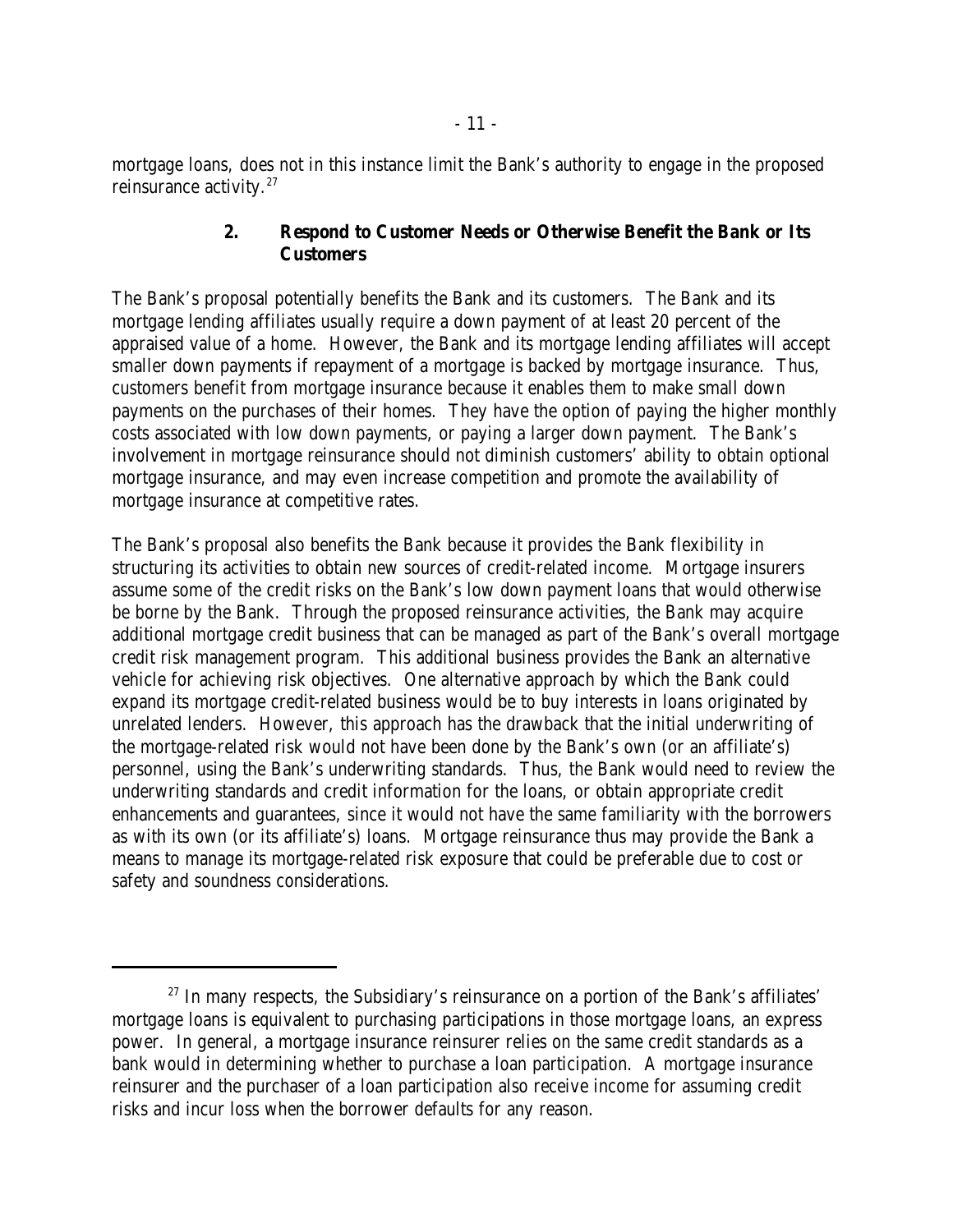mortgage loans, does not in this instance limit the Bank's authority to engage in the proposed reinsurance activity.[27]

### 2. Respond to Customer Needs or Otherwise Benefit the Bank or Its Customers

The Bank's proposal potentially benefits the Bank and its customers. The Bank and its mortgage lending affiliates usually require a down payment of at least 20 percent of the appraised value of a home. However, the Bank and its mortgage lending affiliates will accept smaller down payments if repayment of a mortgage is backed by mortgage insurance. Thus, customers benefit from mortgage insurance because it enables them to make small down payments on the purchases of their homes. They have the option of paying the higher monthly costs associated with low down payments, or paying a larger down payment. The Bank's involvement in mortgage reinsurance should not diminish customers' ability to obtain optional mortgage insurance, and may even increase competition and promote the availability of mortgage insurance at competitive rates.

The Bank's proposal also benefits the Bank because it provides the Bank flexibility in structuring its activities to obtain new sources of credit-related income. Mortgage insurers assume some of the credit risks on the Bank's low down payment loans that would otherwise be borne by the Bank. Through the proposed reinsurance activities, the Bank may acquire additional mortgage credit business that can be managed as part of the Bank's overall mortgage credit risk management program. This additional business provides the Bank an alternative vehicle for achieving risk objectives. One alternative approach by which the Bank could expand its mortgage credit-related business would be to buy interests in loans originated by unrelated lenders. However, this approach has the drawback that the initial underwriting of the mortgage-related risk would not have been done by the Bank's own (or an affiliate's) personnel, using the Bank's underwriting standards. Thus, the Bank would need to review the underwriting standards and credit information for the loans, or obtain appropriate credit enhancements and guarantees, since it would not have the same familiarity with the borrowers as with its own (or its affiliate's) loans. Mortgage reinsurance thus may provide the Bank a means to manage its mortgage-related risk exposure that could be preferable due to cost or safety and soundness considerations.

---

[27] In many respects, the Subsidiary's reinsurance on a portion of the Bank's affiliates' mortgage loans is equivalent to purchasing participations in those mortgage loans, an express power. In general, a mortgage insurance reinsurer relies on the same credit standards as a bank would in determining whether to purchase a loan participation. A mortgage insurance reinsurer and the purchaser of a loan participation also receive income for assuming credit risks and incur loss when the borrower defaults for any reason.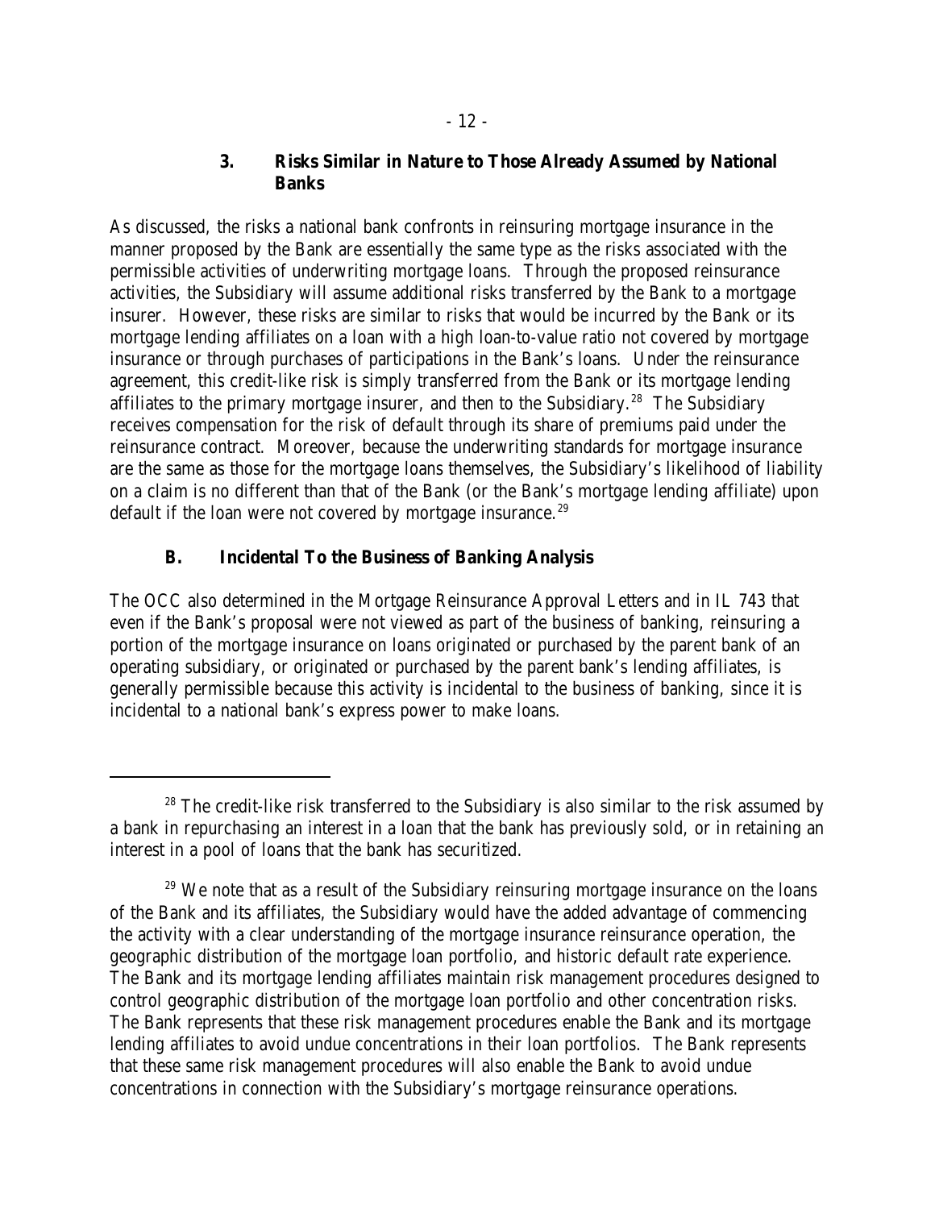### 3. Risks Similar in Nature to Those Already Assumed by National Banks

As discussed, the risks a national bank confronts in reinsuring mortgage insurance in the manner proposed by the Bank are essentially the same type as the risks associated with the permissible activities of underwriting mortgage loans. Through the proposed reinsurance activities, the Subsidiary will assume additional risks transferred by the Bank to a mortgage insurer. However, these risks are similar to risks that would be incurred by the Bank or its mortgage lending affiliates on a loan with a high loan-to-value ratio not covered by mortgage insurance or through purchases of participations in the Bank's loans. Under the reinsurance agreement, this credit-like risk is simply transferred from the Bank or its mortgage lending affiliates to the primary mortgage insurer, and then to the Subsidiary.[28] The Subsidiary receives compensation for the risk of default through its share of premiums paid under the reinsurance contract. Moreover, because the underwriting standards for mortgage insurance are the same as those for the mortgage loans themselves, the Subsidiary's likelihood of liability on a claim is no different than that of the Bank (or the Bank's mortgage lending affiliate) upon default if the loan were not covered by mortgage insurance.[29]

## B. Incidental To the Business of Banking Analysis

The OCC also determined in the Mortgage Reinsurance Approval Letters and in IL 743 that even if the Bank's proposal were not viewed as part of the business of banking, reinsuring a portion of the mortgage insurance on loans originated or purchased by the parent bank of an operating subsidiary, or originated or purchased by the parent bank's lending affiliates, is generally permissible because this activity is incidental to the business of banking, since it is incidental to a national bank's express power to make loans.

---

[28] The credit-like risk transferred to the Subsidiary is also similar to the risk assumed by a bank in repurchasing an interest in a loan that the bank has previously sold, or in retaining an interest in a pool of loans that the bank has securitized.

[29] We note that as a result of the Subsidiary reinsuring mortgage insurance on the loans of the Bank and its affiliates, the Subsidiary would have the added advantage of commencing the activity with a clear understanding of the mortgage insurance reinsurance operation, the geographic distribution of the mortgage loan portfolio, and historic default rate experience. The Bank and its mortgage lending affiliates maintain risk management procedures designed to control geographic distribution of the mortgage loan portfolio and other concentration risks. The Bank represents that these risk management procedures enable the Bank and its mortgage lending affiliates to avoid undue concentrations in their loan portfolios. The Bank represents that these same risk management procedures will also enable the Bank to avoid undue concentrations in connection with the Subsidiary's mortgage reinsurance operations.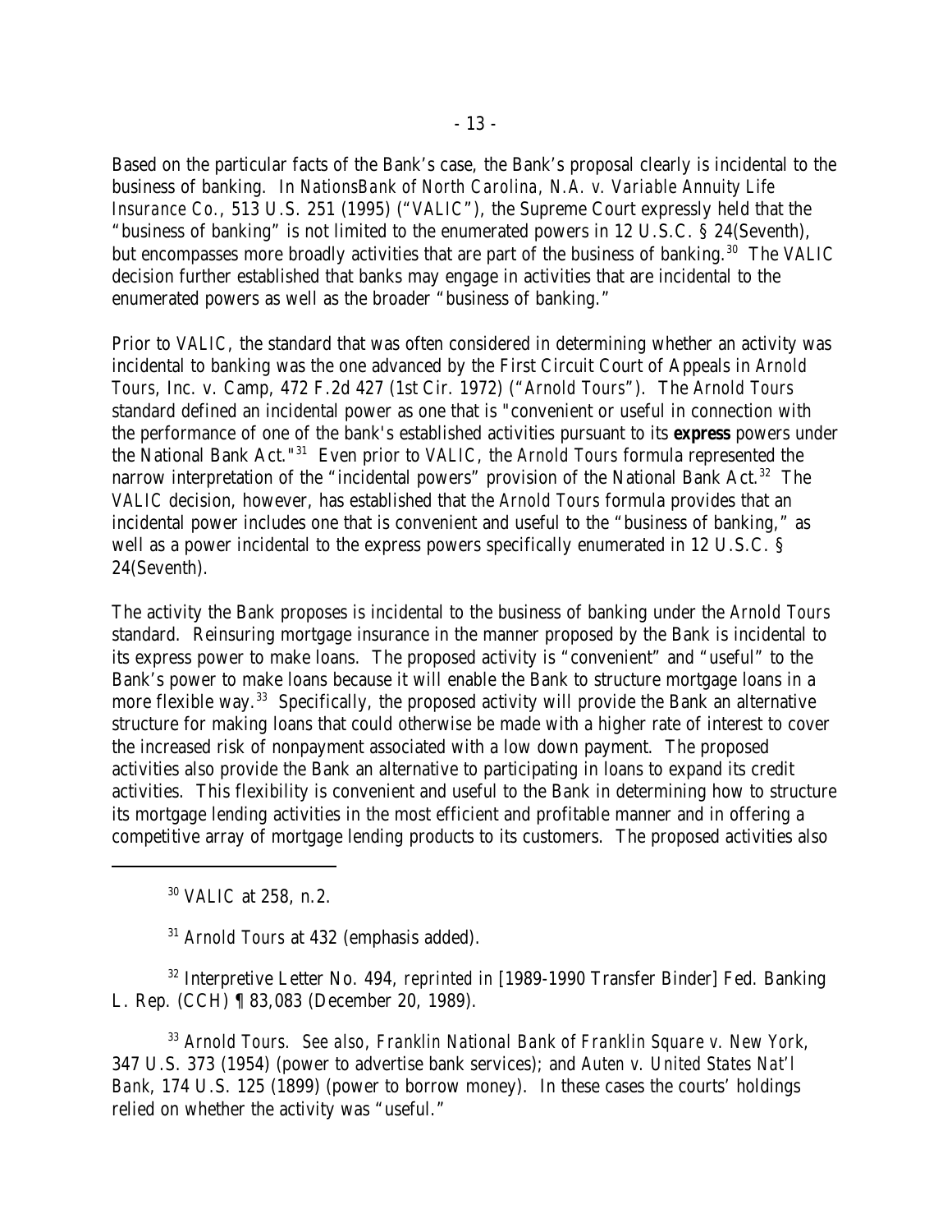Based on the particular facts of the Bank's case, the Bank's proposal clearly is incidental to the business of banking. In *NationsBank of North Carolina, N.A. v. Variable Annuity Life Insurance Co.*, 513 U.S. 251 (1995) ("*VALIC*"), the Supreme Court expressly held that the "business of banking" is not limited to the enumerated powers in 12 U.S.C. § 24(Seventh), but encompasses more broadly activities that are part of the business of banking.[30] The *VALIC* decision further established that banks may engage in activities that are incidental to the enumerated powers as well as the broader "business of banking."

Prior to *VALIC*, the standard that was often considered in determining whether an activity was incidental to banking was the one advanced by the First Circuit Court of Appeals in *Arnold Tours, Inc. v. Camp*, 472 F.2d 427 (1st Cir. 1972) ("*Arnold Tours*"). The *Arnold Tours* standard defined an incidental power as one that is "convenient or useful in connection with the performance of one of the bank's established activities pursuant to its **express** powers under the National Bank Act."[31] Even prior to *VALIC*, the *Arnold Tours* formula represented the narrow interpretation of the "incidental powers" provision of the National Bank Act.[32] The *VALIC* decision, however, has established that the *Arnold Tours* formula provides that an incidental power includes one that is convenient and useful to the "business of banking," as well as a power incidental to the express powers specifically enumerated in 12 U.S.C. § 24(Seventh).

The activity the Bank proposes is incidental to the business of banking under the *Arnold Tours* standard. Reinsuring mortgage insurance in the manner proposed by the Bank is incidental to its express power to make loans. The proposed activity is "convenient" and "useful" to the Bank's power to make loans because it will enable the Bank to structure mortgage loans in a more flexible way.[33] Specifically, the proposed activity will provide the Bank an alternative structure for making loans that could otherwise be made with a higher rate of interest to cover the increased risk of nonpayment associated with a low down payment. The proposed activities also provide the Bank an alternative to participating in loans to expand its credit activities. This flexibility is convenient and useful to the Bank in determining how to structure its mortgage lending activities in the most efficient and profitable manner and in offering a competitive array of mortgage lending products to its customers. The proposed activities also

---

[30] *VALIC* at 258, n.2.

[31] *Arnold Tours* at 432 (emphasis added).

[32] Interpretive Letter No. 494, *reprinted in* [1989-1990 Transfer Binder] Fed. Banking L. Rep. (CCH) ¶ 83,083 (December 20, 1989).

[33] *Arnold Tours*. *See also*, *Franklin National Bank of Franklin Square v. New York*, 347 U.S. 373 (1954) (power to advertise bank services); and *Auten v. United States Nat'l Bank*, 174 U.S. 125 (1899) (power to borrow money). In these cases the courts' holdings relied on whether the activity was "useful."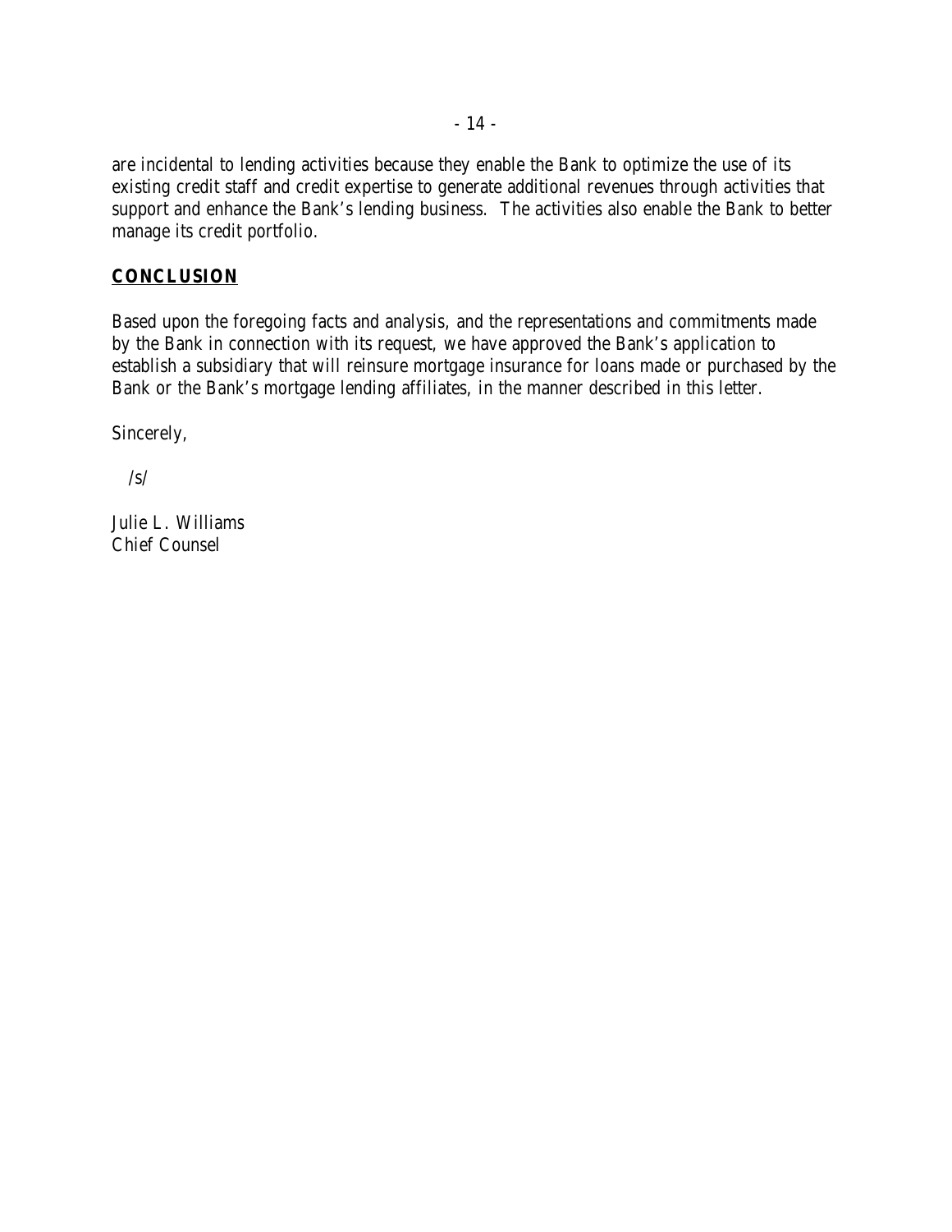are incidental to lending activities because they enable the Bank to optimize the use of its existing credit staff and credit expertise to generate additional revenues through activities that support and enhance the Bank's lending business. The activities also enable the Bank to better manage its credit portfolio.

## **CONCLUSION**

Based upon the foregoing facts and analysis, and the representations and commitments made by the Bank in connection with its request, we have approved the Bank's application to establish a subsidiary that will reinsure mortgage insurance for loans made or purchased by the Bank or the Bank's mortgage lending affiliates, in the manner described in this letter.

Sincerely,

/s/

Julie L. Williams
Chief Counsel